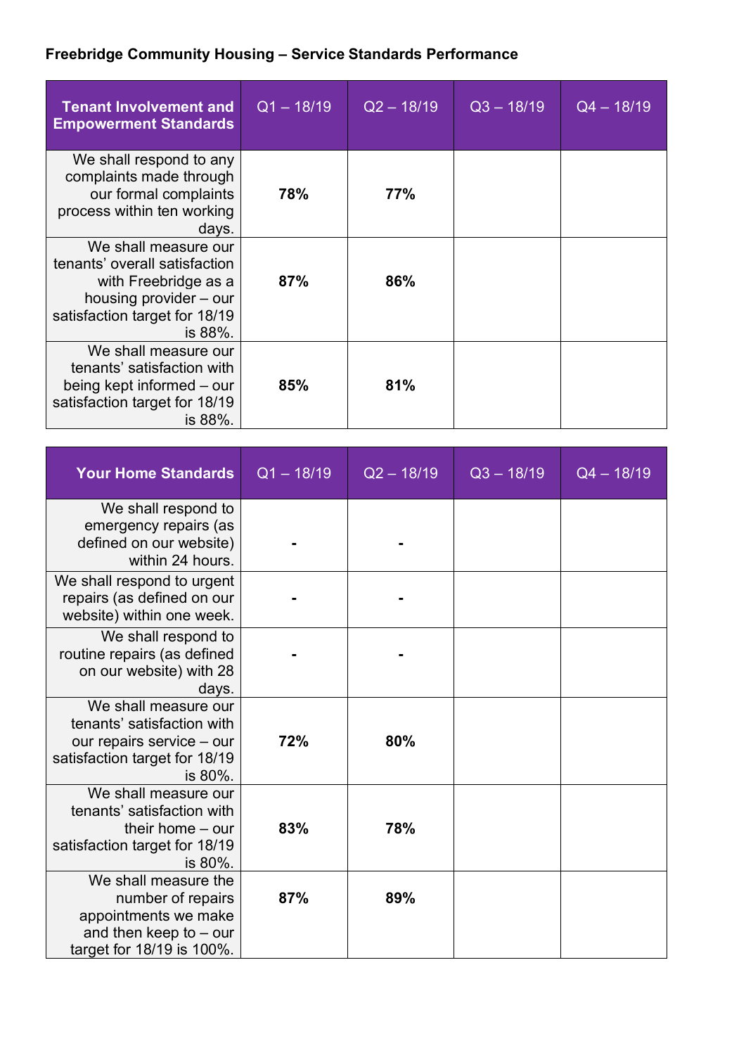**Freebridge Community Housing – Service Standards Performance**

| Tenant Involvement and Empowerment Standards | Q1 – 18/19 | Q2 – 18/19 | Q3 – 18/19 | Q4 – 18/19 |
|---|---|---|---|---|
| We shall respond to any complaints made through our formal complaints process within ten working days. | **78%** | **77%** | | |
| We shall measure our tenants' overall satisfaction with Freebridge as a housing provider – our satisfaction target for 18/19 is 88%. | **87%** | **86%** | | |
| We shall measure our tenants' satisfaction with being kept informed – our satisfaction target for 18/19 is 88%. | **85%** | **81%** | | |

| Your Home Standards | Q1 – 18/19 | Q2 – 18/19 | Q3 – 18/19 | Q4 – 18/19 |
|---|---|---|---|---|
| We shall respond to emergency repairs (as defined on our website) within 24 hours. | **-** | **-** | | |
| We shall respond to urgent repairs (as defined on our website) within one week. | **-** | **-** | | |
| We shall respond to routine repairs (as defined on our website) with 28 days. | **-** | **-** | | |
| We shall measure our tenants' satisfaction with our repairs service – our satisfaction target for 18/19 is 80%. | **72%** | **80%** | | |
| We shall measure our tenants' satisfaction with their home – our satisfaction target for 18/19 is 80%. | **83%** | **78%** | | |
| We shall measure the number of repairs appointments we make and then keep to – our target for 18/19 is 100%. | **87%** | **89%** | | |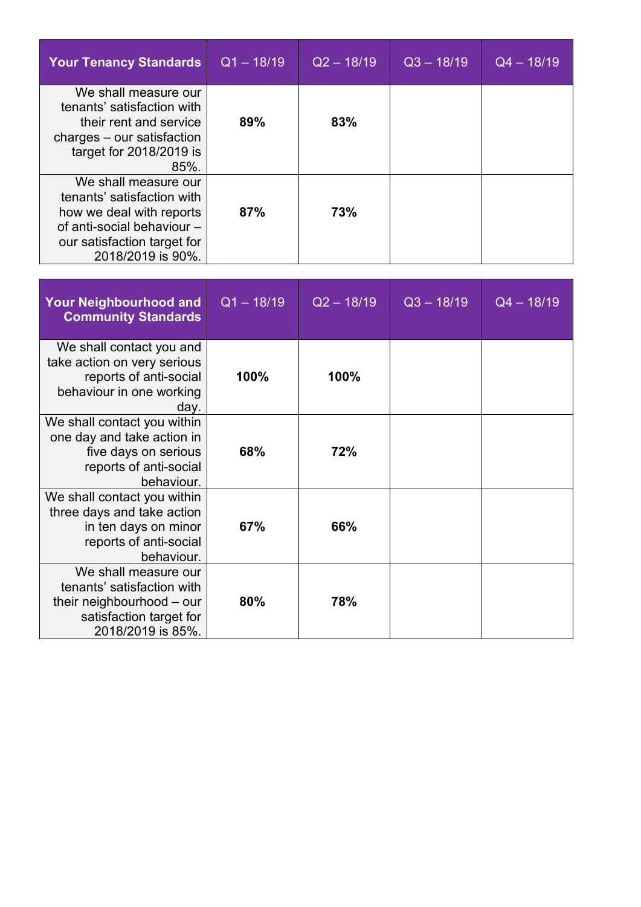| Your Tenancy Standards | Q1 – 18/19 | Q2 – 18/19 | Q3 – 18/19 | Q4 – 18/19 |
|---|---|---|---|---|
| We shall measure our tenants' satisfaction with their rent and service charges – our satisfaction target for 2018/2019 is 85%. | **89%** | **83%** | | |
| We shall measure our tenants' satisfaction with how we deal with reports of anti-social behaviour – our satisfaction target for 2018/2019 is 90%. | **87%** | **73%** | | |

| Your Neighbourhood and Community Standards | Q1 – 18/19 | Q2 – 18/19 | Q3 – 18/19 | Q4 – 18/19 |
|---|---|---|---|---|
| We shall contact you and take action on very serious reports of anti-social behaviour in one working day. | **100%** | **100%** | | |
| We shall contact you within one day and take action in five days on serious reports of anti-social behaviour. | **68%** | **72%** | | |
| We shall contact you within three days and take action in ten days on minor reports of anti-social behaviour. | **67%** | **66%** | | |
| We shall measure our tenants' satisfaction with their neighbourhood – our satisfaction target for 2018/2019 is 85%. | **80%** | **78%** | | |